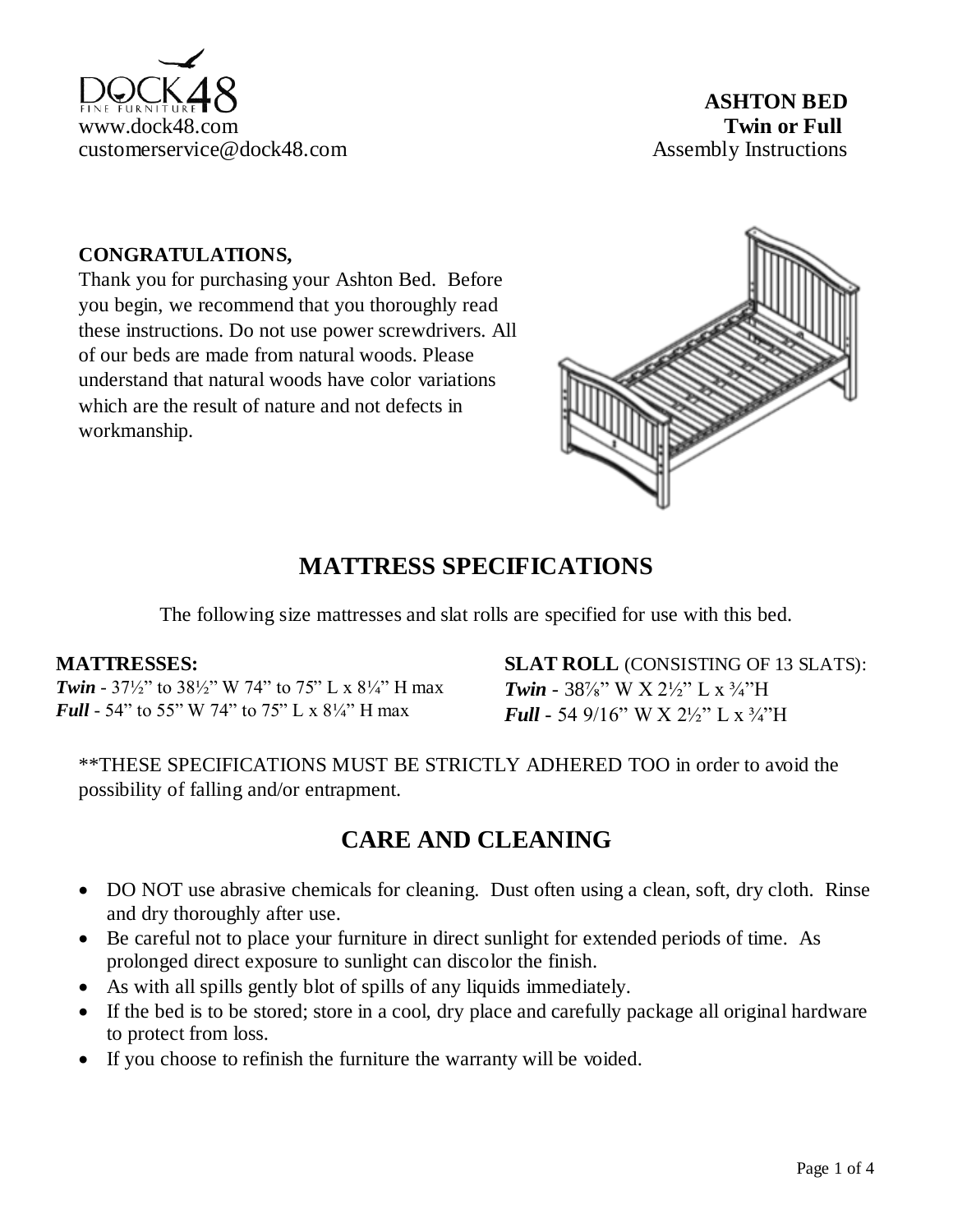DOCK48 FINE FURNITURE
www.dock48.com
customerservice@dock48.com

**ASHTON BED**
**Twin or Full**
Assembly Instructions

**CONGRATULATIONS,**
Thank you for purchasing your Ashton Bed. Before you begin, we recommend that you thoroughly read these instructions. Do not use power screwdrivers. All of our beds are made from natural woods. Please understand that natural woods have color variations which are the result of nature and not defects in workmanship.

## MATTRESS SPECIFICATIONS

The following size mattresses and slat rolls are specified for use with this bed.

**MATTRESSES:**
***Twin*** - 37½" to 38½" W 74" to 75" L x 8¼" H max
***Full*** - 54" to 55" W 74" to 75" L x 8¼" H max

**SLAT ROLL** (CONSISTING OF 13 SLATS):
***Twin*** - 38⅞" W X 2½" L x ¾"H
***Full*** - 54 9/16" W X 2½" L x ¾"H

**THESE SPECIFICATIONS MUST BE STRICTLY ADHERED TOO in order to avoid the possibility of falling and/or entrapment.

## CARE AND CLEANING

- DO NOT use abrasive chemicals for cleaning. Dust often using a clean, soft, dry cloth. Rinse and dry thoroughly after use.
- Be careful not to place your furniture in direct sunlight for extended periods of time. As prolonged direct exposure to sunlight can discolor the finish.
- As with all spills gently blot of spills of any liquids immediately.
- If the bed is to be stored; store in a cool, dry place and carefully package all original hardware to protect from loss.
- If you choose to refinish the furniture the warranty will be voided.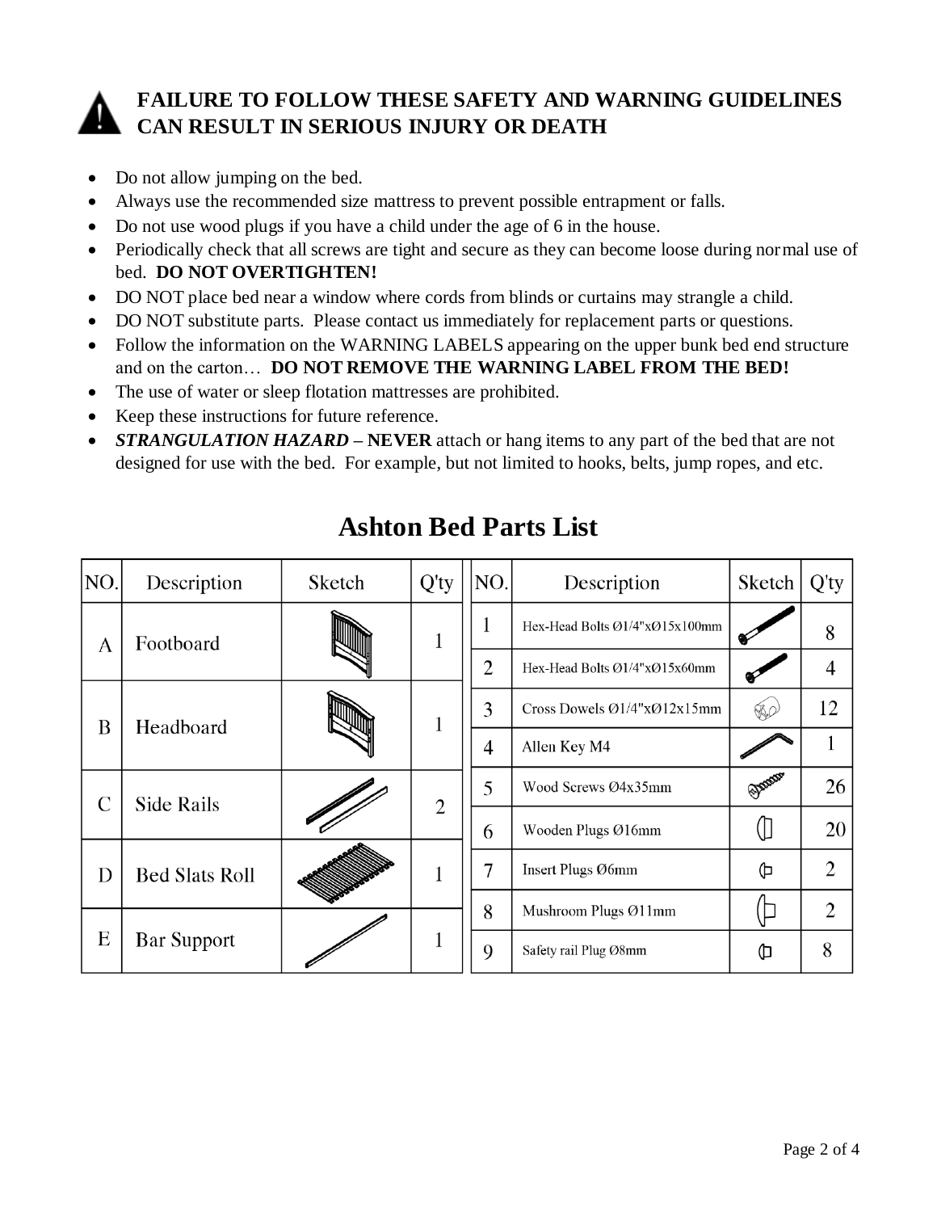**FAILURE TO FOLLOW THESE SAFETY AND WARNING GUIDELINES CAN RESULT IN SERIOUS INJURY OR DEATH**

- Do not allow jumping on the bed.
- Always use the recommended size mattress to prevent possible entrapment or falls.
- Do not use wood plugs if you have a child under the age of 6 in the house.
- Periodically check that all screws are tight and secure as they can become loose during normal use of bed. **DO NOT OVERTIGHTEN!**
- DO NOT place bed near a window where cords from blinds or curtains may strangle a child.
- DO NOT substitute parts. Please contact us immediately for replacement parts or questions.
- Follow the information on the WARNING LABELS appearing on the upper bunk bed end structure and on the carton… **DO NOT REMOVE THE WARNING LABEL FROM THE BED!**
- The use of water or sleep flotation mattresses are prohibited.
- Keep these instructions for future reference.
- ***STRANGULATION HAZARD* – NEVER** attach or hang items to any part of the bed that are not designed for use with the bed. For example, but not limited to hooks, belts, jump ropes, and etc.

# Ashton Bed Parts List

| NO. | Description | Sketch | Q'ty |
|---|---|---|---|
| A | Footboard | | 1 |
| B | Headboard | | 1 |
| C | Side Rails | | 2 |
| D | Bed Slats Roll | | 1 |
| E | Bar Support | | 1 |

| NO. | Description | Sketch | Q'ty |
|---|---|---|---|
| 1 | Hex-Head Bolts Ø1/4"xØ15x100mm | | 8 |
| 2 | Hex-Head Bolts Ø1/4"xØ15x60mm | | 4 |
| 3 | Cross Dowels Ø1/4"xØ12x15mm | | 12 |
| 4 | Allen Key M4 | | 1 |
| 5 | Wood Screws Ø4x35mm | | 26 |
| 6 | Wooden Plugs Ø16mm | | 20 |
| 7 | Insert Plugs Ø6mm | | 2 |
| 8 | Mushroom Plugs Ø11mm | | 2 |
| 9 | Safety rail Plug Ø8mm | | 8 |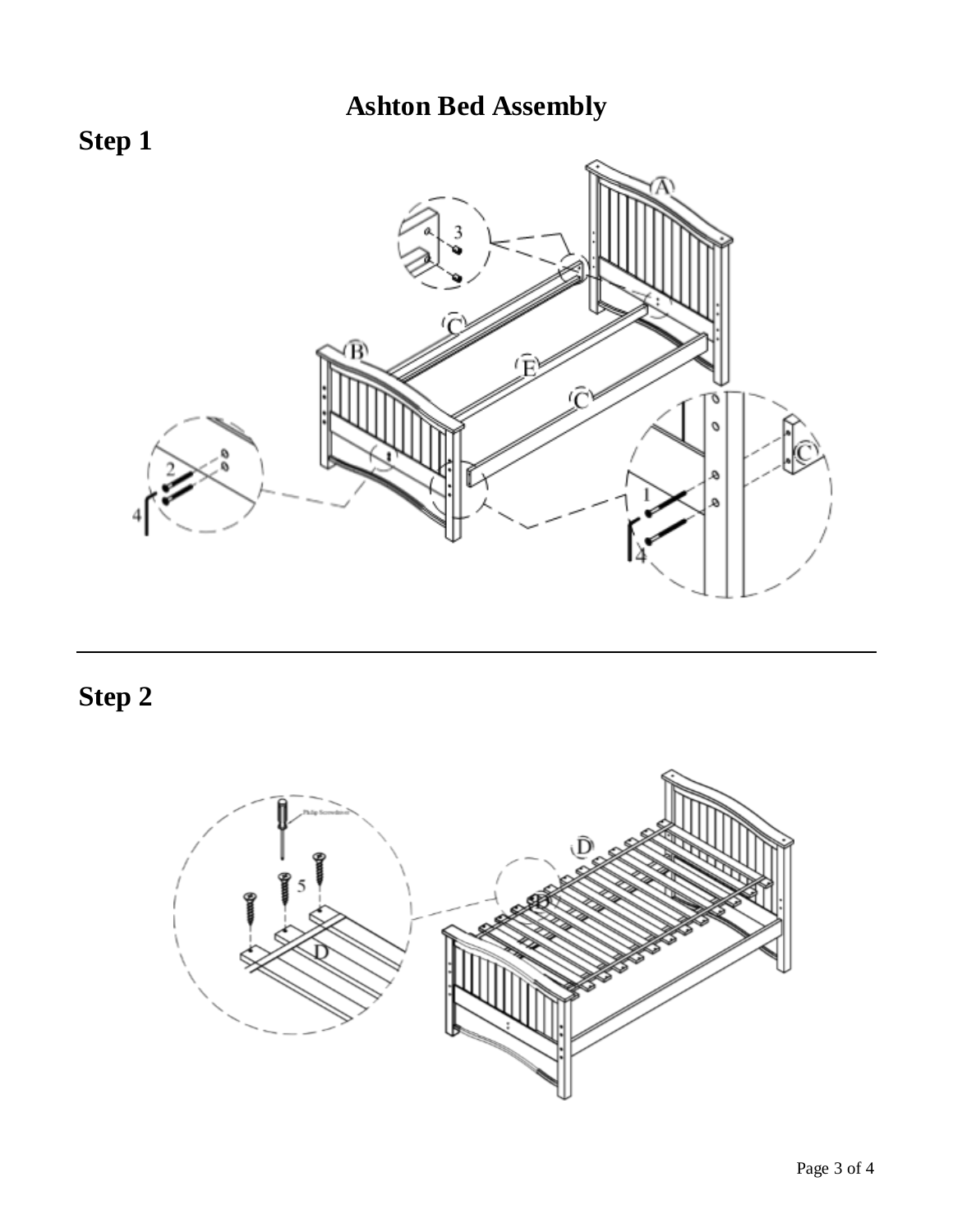# Ashton Bed Assembly

## Step 1

## Step 2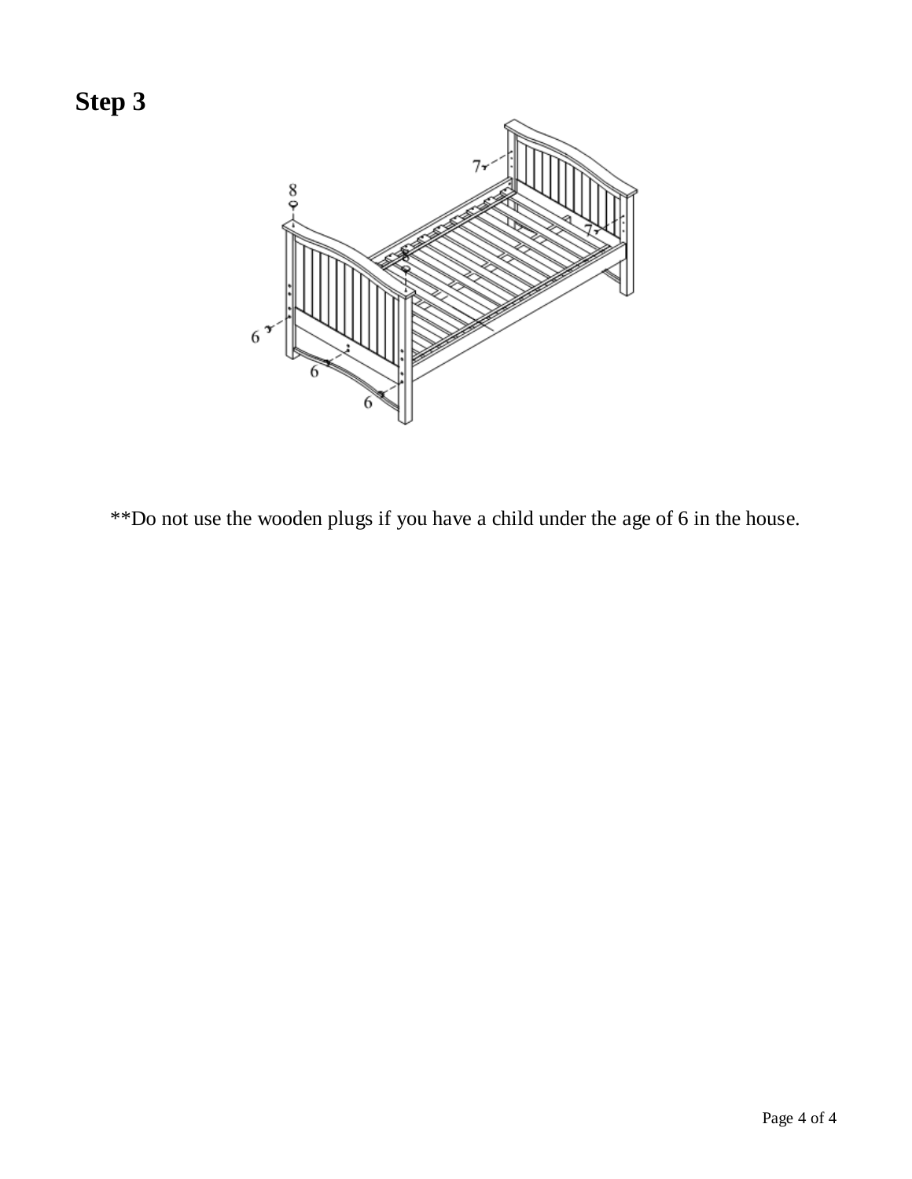# Step 3

**Do not use the wooden plugs if you have a child under the age of 6 in the house.